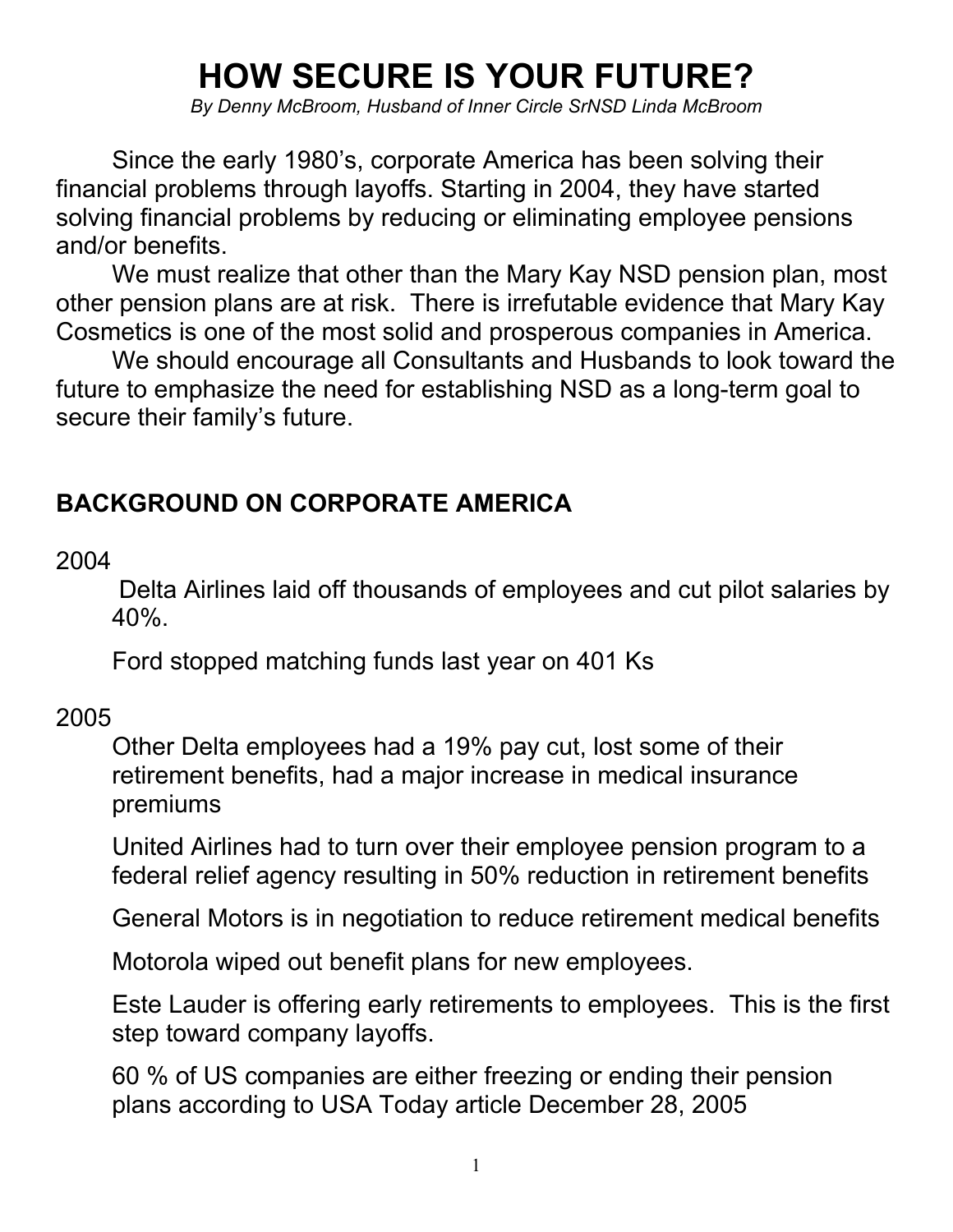# HOW SECURE IS YOUR FUTURE?

*By Denny McBroom, Husband of Inner Circle SrNSD Linda McBroom*

Since the early 1980's, corporate America has been solving their financial problems through layoffs. Starting in 2004, they have started solving financial problems by reducing or eliminating employee pensions and/or benefits.

We must realize that other than the Mary Kay NSD pension plan, most other pension plans are at risk. There is irrefutable evidence that Mary Kay Cosmetics is one of the most solid and prosperous companies in America.

We should encourage all Consultants and Husbands to look toward the future to emphasize the need for establishing NSD as a long-term goal to secure their family's future.

## BACKGROUND ON CORPORATE AMERICA

2004

Delta Airlines laid off thousands of employees and cut pilot salaries by 40%.

Ford stopped matching funds last year on 401 Ks

2005

Other Delta employees had a 19% pay cut, lost some of their retirement benefits, had a major increase in medical insurance premiums

United Airlines had to turn over their employee pension program to a federal relief agency resulting in 50% reduction in retirement benefits

General Motors is in negotiation to reduce retirement medical benefits

Motorola wiped out benefit plans for new employees.

Este Lauder is offering early retirements to employees. This is the first step toward company layoffs.

60 % of US companies are either freezing or ending their pension plans according to USA Today article December 28, 2005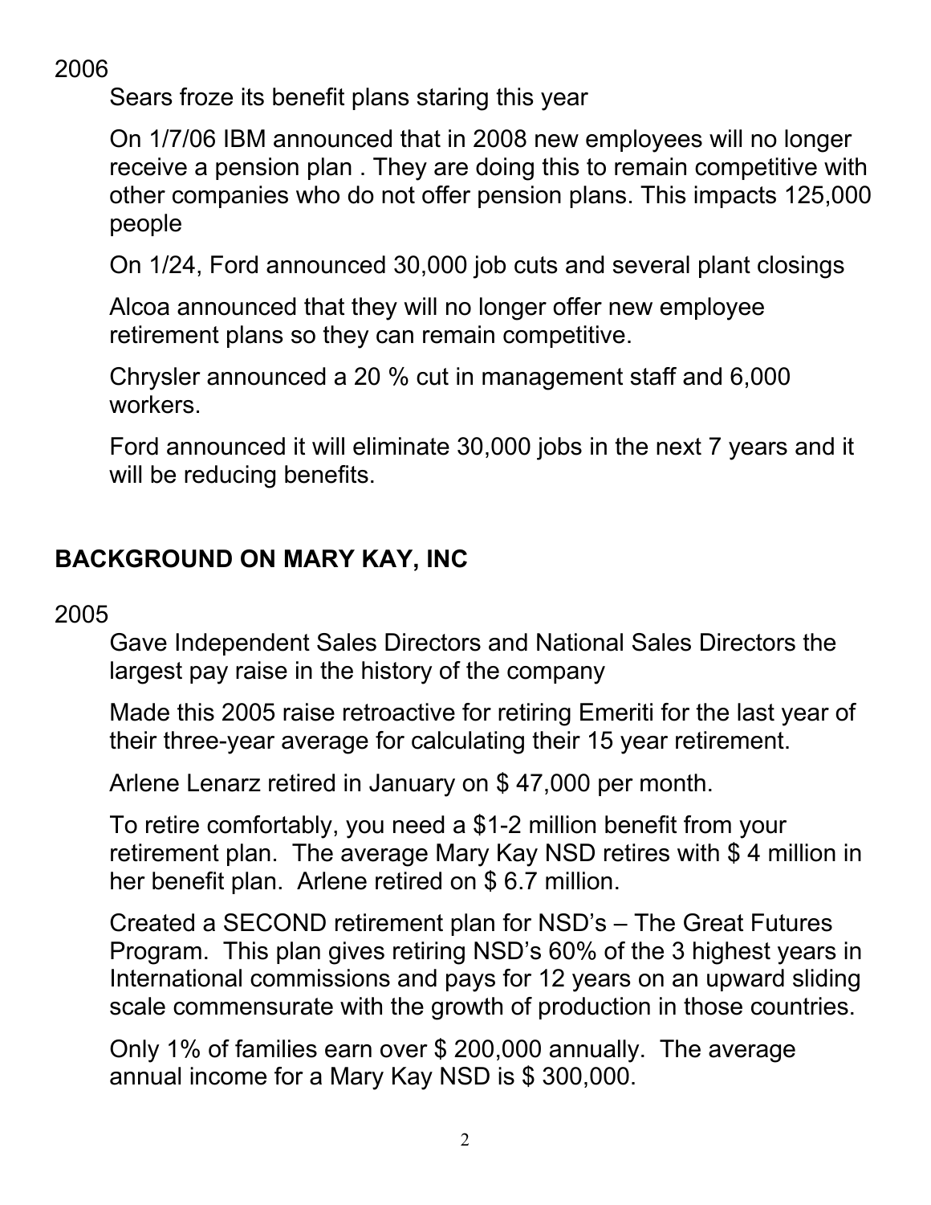2006

Sears froze its benefit plans staring this year

On 1/7/06 IBM announced that in 2008 new employees will no longer receive a pension plan . They are doing this to remain competitive with other companies who do not offer pension plans. This impacts 125,000 people

On 1/24, Ford announced 30,000 job cuts and several plant closings

Alcoa announced that they will no longer offer new employee retirement plans so they can remain competitive.

Chrysler announced a 20 % cut in management staff and 6,000 workers.

Ford announced it will eliminate 30,000 jobs in the next 7 years and it will be reducing benefits.

## BACKGROUND ON MARY KAY, INC

2005

Gave Independent Sales Directors and National Sales Directors the largest pay raise in the history of the company

Made this 2005 raise retroactive for retiring Emeriti for the last year of their three-year average for calculating their 15 year retirement.

Arlene Lenarz retired in January on $ 47,000 per month.

To retire comfortably, you need a $1-2 million benefit from your retirement plan. The average Mary Kay NSD retires with $ 4 million in her benefit plan. Arlene retired on $ 6.7 million.

Created a SECOND retirement plan for NSD's – The Great Futures Program. This plan gives retiring NSD's 60% of the 3 highest years in International commissions and pays for 12 years on an upward sliding scale commensurate with the growth of production in those countries.

Only 1% of families earn over $ 200,000 annually. The average annual income for a Mary Kay NSD is $ 300,000.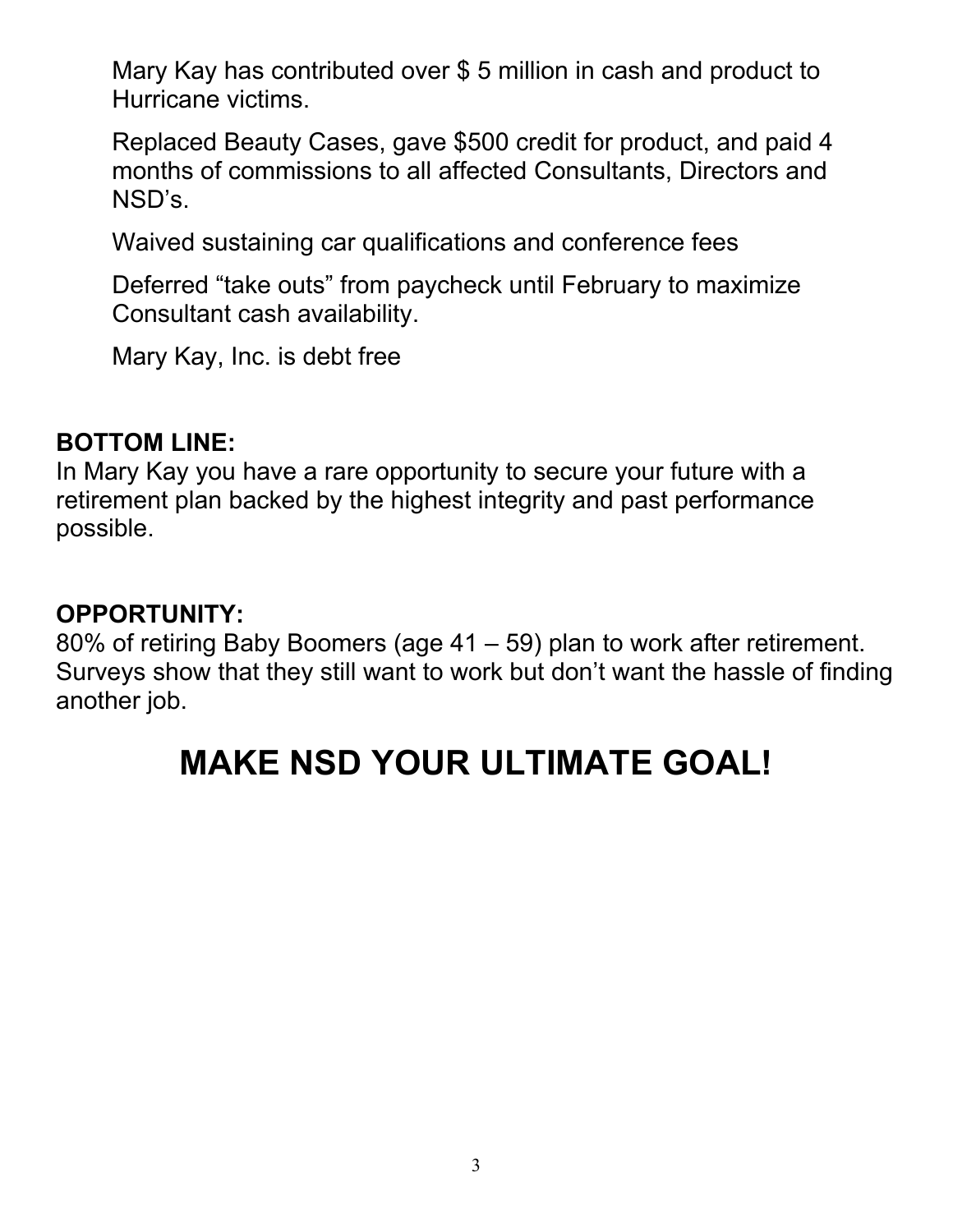Mary Kay has contributed over $ 5 million in cash and product to Hurricane victims.

Replaced Beauty Cases, gave $500 credit for product, and paid 4 months of commissions to all affected Consultants, Directors and NSD's.

Waived sustaining car qualifications and conference fees

Deferred "take outs" from paycheck until February to maximize Consultant cash availability.

Mary Kay, Inc. is debt free

**BOTTOM LINE:**
In Mary Kay you have a rare opportunity to secure your future with a retirement plan backed by the highest integrity and past performance possible.

**OPPORTUNITY:**
80% of retiring Baby Boomers (age 41 – 59) plan to work after retirement. Surveys show that they still want to work but don't want the hassle of finding another job.

# MAKE NSD YOUR ULTIMATE GOAL!